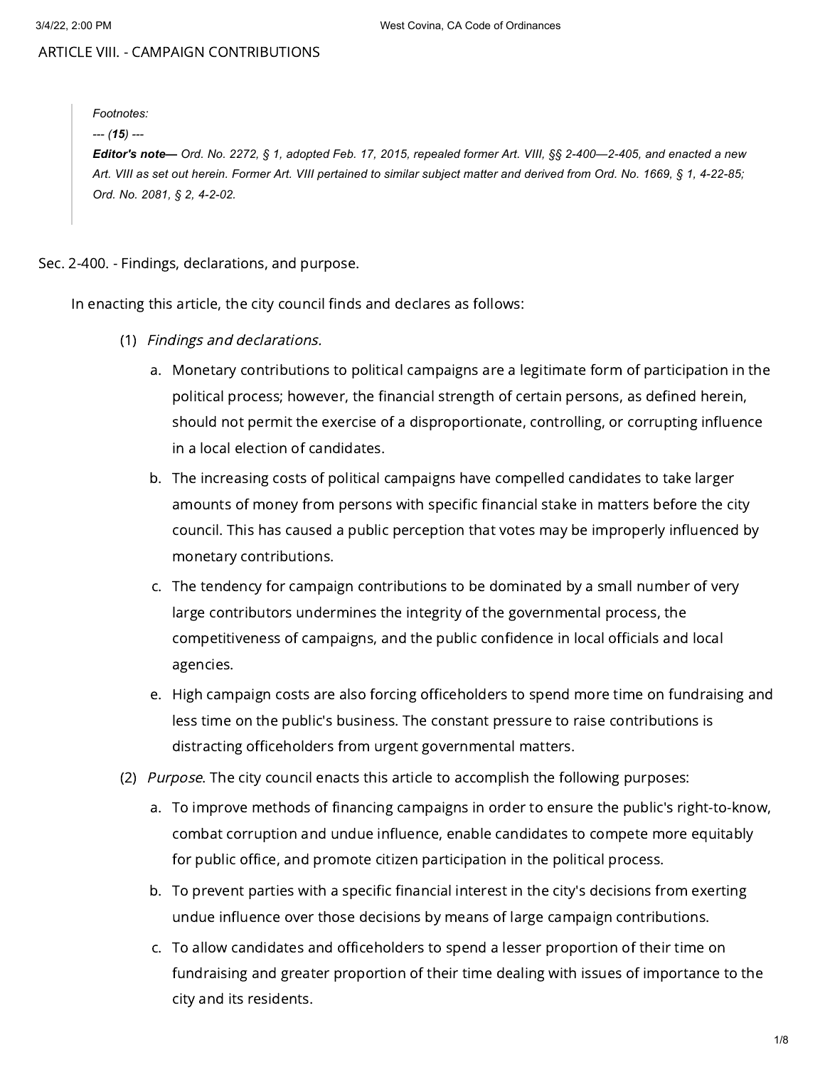# ARTICLE VIII. - CAMPAIGN CONTRIBUTIONS

> *Footnotes:*
>
> *--- (**15**) ---*
>
> ***Editor's note—** Ord. No. 2272, § 1, adopted Feb. 17, 2015, repealed former Art. VIII, §§ 2-400—2-405, and enacted a new Art. VIII as set out herein. Former Art. VIII pertained to similar subject matter and derived from Ord. No. 1669, § 1, 4-22-85; Ord. No. 2081, § 2, 4-2-02.*

## Sec. 2-400. - Findings, declarations, and purpose.

In enacting this article, the city council finds and declares as follows:

(1) *Findings and declarations.*

a. Monetary contributions to political campaigns are a legitimate form of participation in the political process; however, the financial strength of certain persons, as defined herein, should not permit the exercise of a disproportionate, controlling, or corrupting influence in a local election of candidates.

b. The increasing costs of political campaigns have compelled candidates to take larger amounts of money from persons with specific financial stake in matters before the city council. This has caused a public perception that votes may be improperly influenced by monetary contributions.

c. The tendency for campaign contributions to be dominated by a small number of very large contributors undermines the integrity of the governmental process, the competitiveness of campaigns, and the public confidence in local officials and local agencies.

e. High campaign costs are also forcing officeholders to spend more time on fundraising and less time on the public's business. The constant pressure to raise contributions is distracting officeholders from urgent governmental matters.

(2) *Purpose*. The city council enacts this article to accomplish the following purposes:

a. To improve methods of financing campaigns in order to ensure the public's right-to-know, combat corruption and undue influence, enable candidates to compete more equitably for public office, and promote citizen participation in the political process.

b. To prevent parties with a specific financial interest in the city's decisions from exerting undue influence over those decisions by means of large campaign contributions.

c. To allow candidates and officeholders to spend a lesser proportion of their time on fundraising and greater proportion of their time dealing with issues of importance to the city and its residents.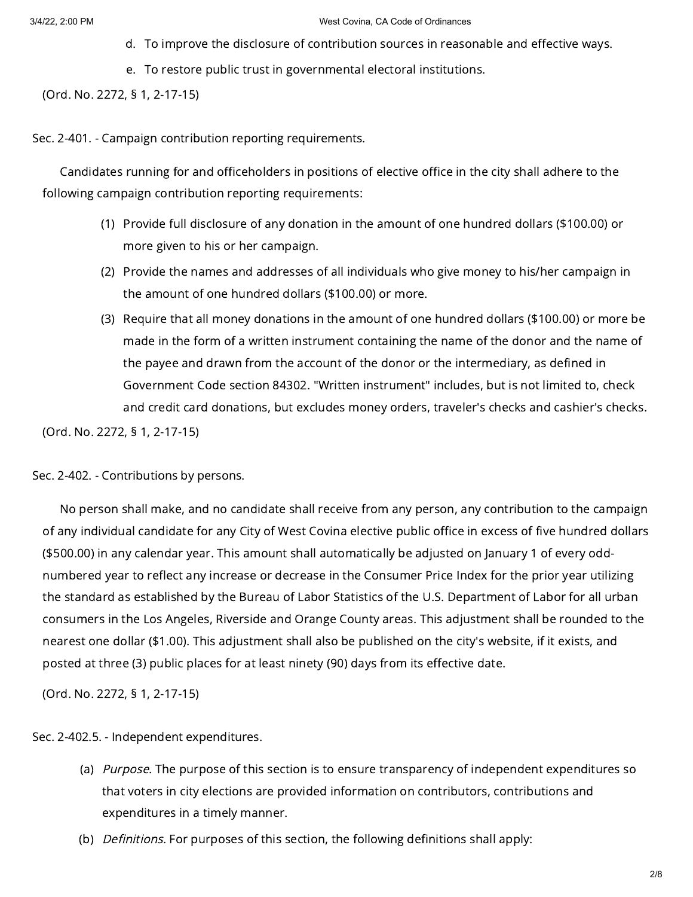d. To improve the disclosure of contribution sources in reasonable and effective ways.

e. To restore public trust in governmental electoral institutions.

(Ord. No. 2272, § 1, 2-17-15)

Sec. 2-401. - Campaign contribution reporting requirements.

Candidates running for and officeholders in positions of elective office in the city shall adhere to the following campaign contribution reporting requirements:

(1) Provide full disclosure of any donation in the amount of one hundred dollars ($100.00) or more given to his or her campaign.

(2) Provide the names and addresses of all individuals who give money to his/her campaign in the amount of one hundred dollars ($100.00) or more.

(3) Require that all money donations in the amount of one hundred dollars ($100.00) or more be made in the form of a written instrument containing the name of the donor and the name of the payee and drawn from the account of the donor or the intermediary, as defined in Government Code section 84302. "Written instrument" includes, but is not limited to, check and credit card donations, but excludes money orders, traveler's checks and cashier's checks.

(Ord. No. 2272, § 1, 2-17-15)

Sec. 2-402. - Contributions by persons.

No person shall make, and no candidate shall receive from any person, any contribution to the campaign of any individual candidate for any City of West Covina elective public office in excess of five hundred dollars ($500.00) in any calendar year. This amount shall automatically be adjusted on January 1 of every odd-numbered year to reflect any increase or decrease in the Consumer Price Index for the prior year utilizing the standard as established by the Bureau of Labor Statistics of the U.S. Department of Labor for all urban consumers in the Los Angeles, Riverside and Orange County areas. This adjustment shall be rounded to the nearest one dollar ($1.00). This adjustment shall also be published on the city's website, if it exists, and posted at three (3) public places for at least ninety (90) days from its effective date.

(Ord. No. 2272, § 1, 2-17-15)

Sec. 2-402.5. - Independent expenditures.

(a) *Purpose*. The purpose of this section is to ensure transparency of independent expenditures so that voters in city elections are provided information on contributors, contributions and expenditures in a timely manner.

(b) *Definitions*. For purposes of this section, the following definitions shall apply: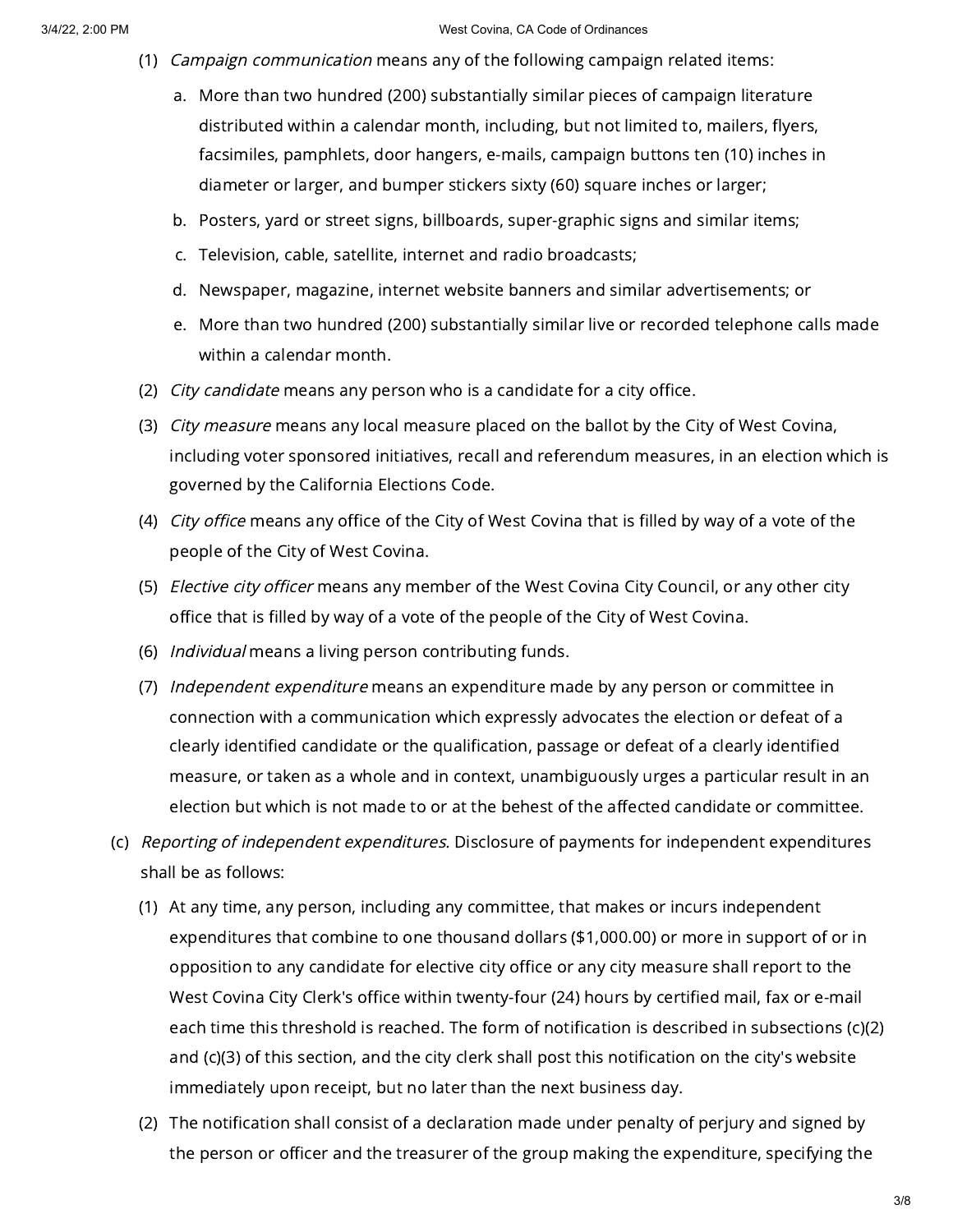(1) *Campaign communication* means any of the following campaign related items:

a. More than two hundred (200) substantially similar pieces of campaign literature distributed within a calendar month, including, but not limited to, mailers, flyers, facsimiles, pamphlets, door hangers, e-mails, campaign buttons ten (10) inches in diameter or larger, and bumper stickers sixty (60) square inches or larger;

b. Posters, yard or street signs, billboards, super-graphic signs and similar items;

c. Television, cable, satellite, internet and radio broadcasts;

d. Newspaper, magazine, internet website banners and similar advertisements; or

e. More than two hundred (200) substantially similar live or recorded telephone calls made within a calendar month.

(2) *City candidate* means any person who is a candidate for a city office.

(3) *City measure* means any local measure placed on the ballot by the City of West Covina, including voter sponsored initiatives, recall and referendum measures, in an election which is governed by the California Elections Code.

(4) *City office* means any office of the City of West Covina that is filled by way of a vote of the people of the City of West Covina.

(5) *Elective city officer* means any member of the West Covina City Council, or any other city office that is filled by way of a vote of the people of the City of West Covina.

(6) *Individual* means a living person contributing funds.

(7) *Independent expenditure* means an expenditure made by any person or committee in connection with a communication which expressly advocates the election or defeat of a clearly identified candidate or the qualification, passage or defeat of a clearly identified measure, or taken as a whole and in context, unambiguously urges a particular result in an election but which is not made to or at the behest of the affected candidate or committee.

(c) *Reporting of independent expenditures.* Disclosure of payments for independent expenditures shall be as follows:

(1) At any time, any person, including any committee, that makes or incurs independent expenditures that combine to one thousand dollars ($1,000.00) or more in support of or in opposition to any candidate for elective city office or any city measure shall report to the West Covina City Clerk's office within twenty-four (24) hours by certified mail, fax or e-mail each time this threshold is reached. The form of notification is described in subsections (c)(2) and (c)(3) of this section, and the city clerk shall post this notification on the city's website immediately upon receipt, but no later than the next business day.

(2) The notification shall consist of a declaration made under penalty of perjury and signed by the person or officer and the treasurer of the group making the expenditure, specifying the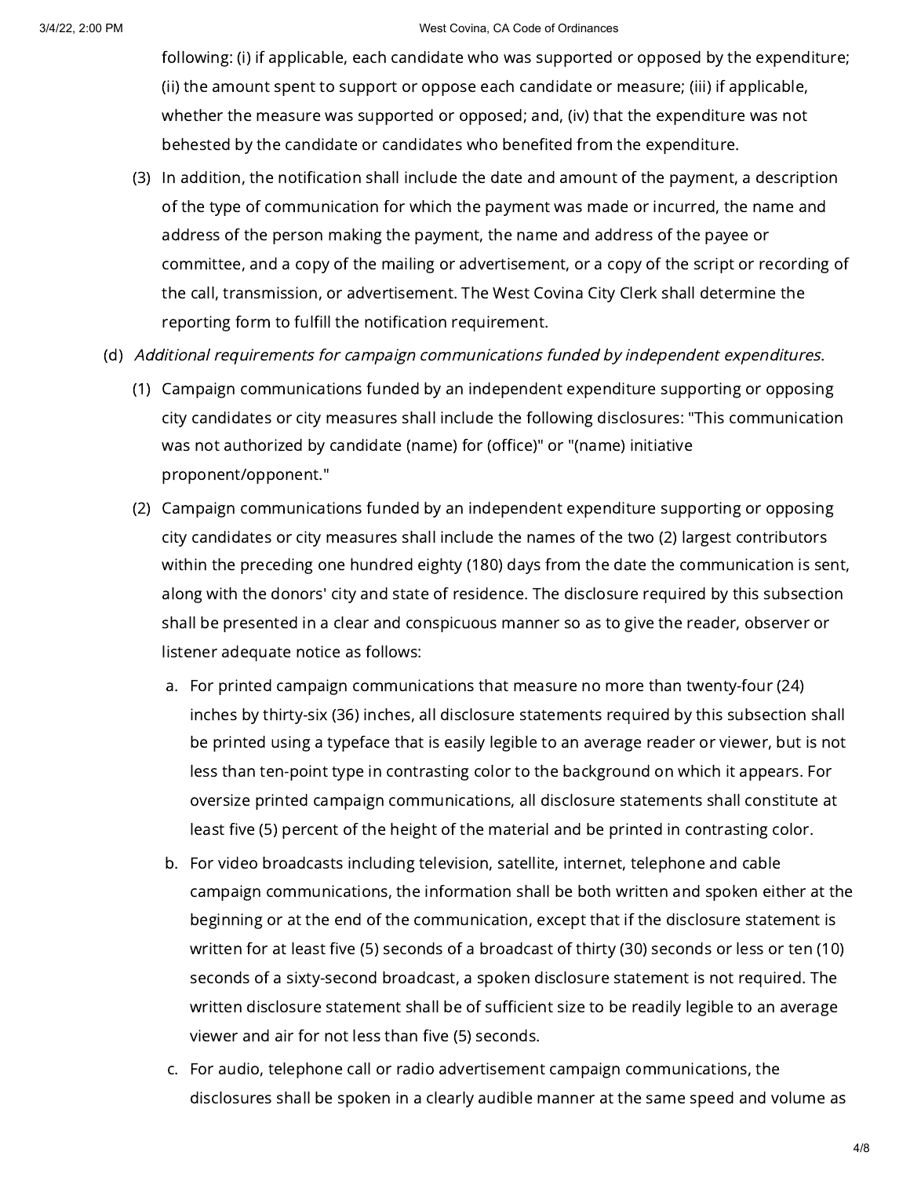following: (i) if applicable, each candidate who was supported or opposed by the expenditure; (ii) the amount spent to support or oppose each candidate or measure; (iii) if applicable, whether the measure was supported or opposed; and, (iv) that the expenditure was not behested by the candidate or candidates who benefited from the expenditure.

(3) In addition, the notification shall include the date and amount of the payment, a description of the type of communication for which the payment was made or incurred, the name and address of the person making the payment, the name and address of the payee or committee, and a copy of the mailing or advertisement, or a copy of the script or recording of the call, transmission, or advertisement. The West Covina City Clerk shall determine the reporting form to fulfill the notification requirement.

(d) *Additional requirements for campaign communications funded by independent expenditures.*

(1) Campaign communications funded by an independent expenditure supporting or opposing city candidates or city measures shall include the following disclosures: "This communication was not authorized by candidate (name) for (office)" or "(name) initiative proponent/opponent."

(2) Campaign communications funded by an independent expenditure supporting or opposing city candidates or city measures shall include the names of the two (2) largest contributors within the preceding one hundred eighty (180) days from the date the communication is sent, along with the donors' city and state of residence. The disclosure required by this subsection shall be presented in a clear and conspicuous manner so as to give the reader, observer or listener adequate notice as follows:

a. For printed campaign communications that measure no more than twenty-four (24) inches by thirty-six (36) inches, all disclosure statements required by this subsection shall be printed using a typeface that is easily legible to an average reader or viewer, but is not less than ten-point type in contrasting color to the background on which it appears. For oversize printed campaign communications, all disclosure statements shall constitute at least five (5) percent of the height of the material and be printed in contrasting color.

b. For video broadcasts including television, satellite, internet, telephone and cable campaign communications, the information shall be both written and spoken either at the beginning or at the end of the communication, except that if the disclosure statement is written for at least five (5) seconds of a broadcast of thirty (30) seconds or less or ten (10) seconds of a sixty-second broadcast, a spoken disclosure statement is not required. The written disclosure statement shall be of sufficient size to be readily legible to an average viewer and air for not less than five (5) seconds.

c. For audio, telephone call or radio advertisement campaign communications, the disclosures shall be spoken in a clearly audible manner at the same speed and volume as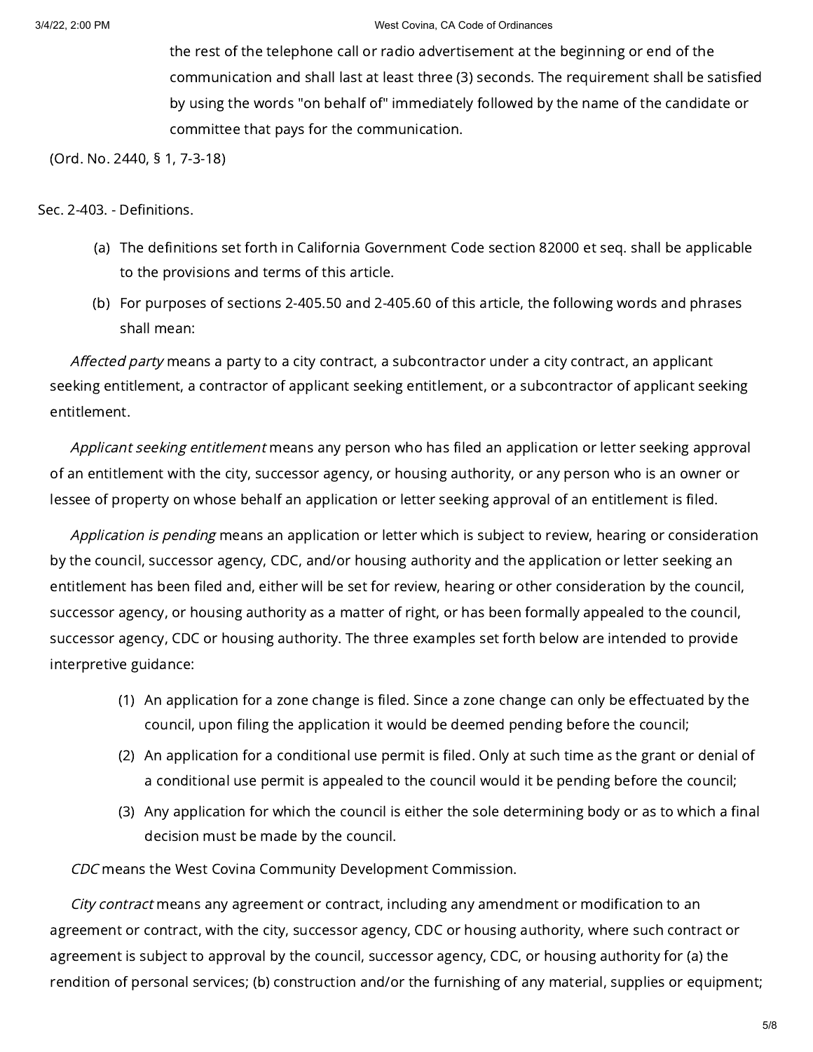the rest of the telephone call or radio advertisement at the beginning or end of the communication and shall last at least three (3) seconds. The requirement shall be satisfied by using the words "on behalf of" immediately followed by the name of the candidate or committee that pays for the communication.

(Ord. No. 2440, § 1, 7-3-18)

Sec. 2-403. - Definitions.

(a) The definitions set forth in California Government Code section 82000 et seq. shall be applicable to the provisions and terms of this article.

(b) For purposes of sections 2-405.50 and 2-405.60 of this article, the following words and phrases shall mean:

*Affected party* means a party to a city contract, a subcontractor under a city contract, an applicant seeking entitlement, a contractor of applicant seeking entitlement, or a subcontractor of applicant seeking entitlement.

*Applicant seeking entitlement* means any person who has filed an application or letter seeking approval of an entitlement with the city, successor agency, or housing authority, or any person who is an owner or lessee of property on whose behalf an application or letter seeking approval of an entitlement is filed.

*Application is pending* means an application or letter which is subject to review, hearing or consideration by the council, successor agency, CDC, and/or housing authority and the application or letter seeking an entitlement has been filed and, either will be set for review, hearing or other consideration by the council, successor agency, or housing authority as a matter of right, or has been formally appealed to the council, successor agency, CDC or housing authority. The three examples set forth below are intended to provide interpretive guidance:

(1) An application for a zone change is filed. Since a zone change can only be effectuated by the council, upon filing the application it would be deemed pending before the council;

(2) An application for a conditional use permit is filed. Only at such time as the grant or denial of a conditional use permit is appealed to the council would it be pending before the council;

(3) Any application for which the council is either the sole determining body or as to which a final decision must be made by the council.

*CDC* means the West Covina Community Development Commission.

*City contract* means any agreement or contract, including any amendment or modification to an agreement or contract, with the city, successor agency, CDC or housing authority, where such contract or agreement is subject to approval by the council, successor agency, CDC, or housing authority for (a) the rendition of personal services; (b) construction and/or the furnishing of any material, supplies or equipment;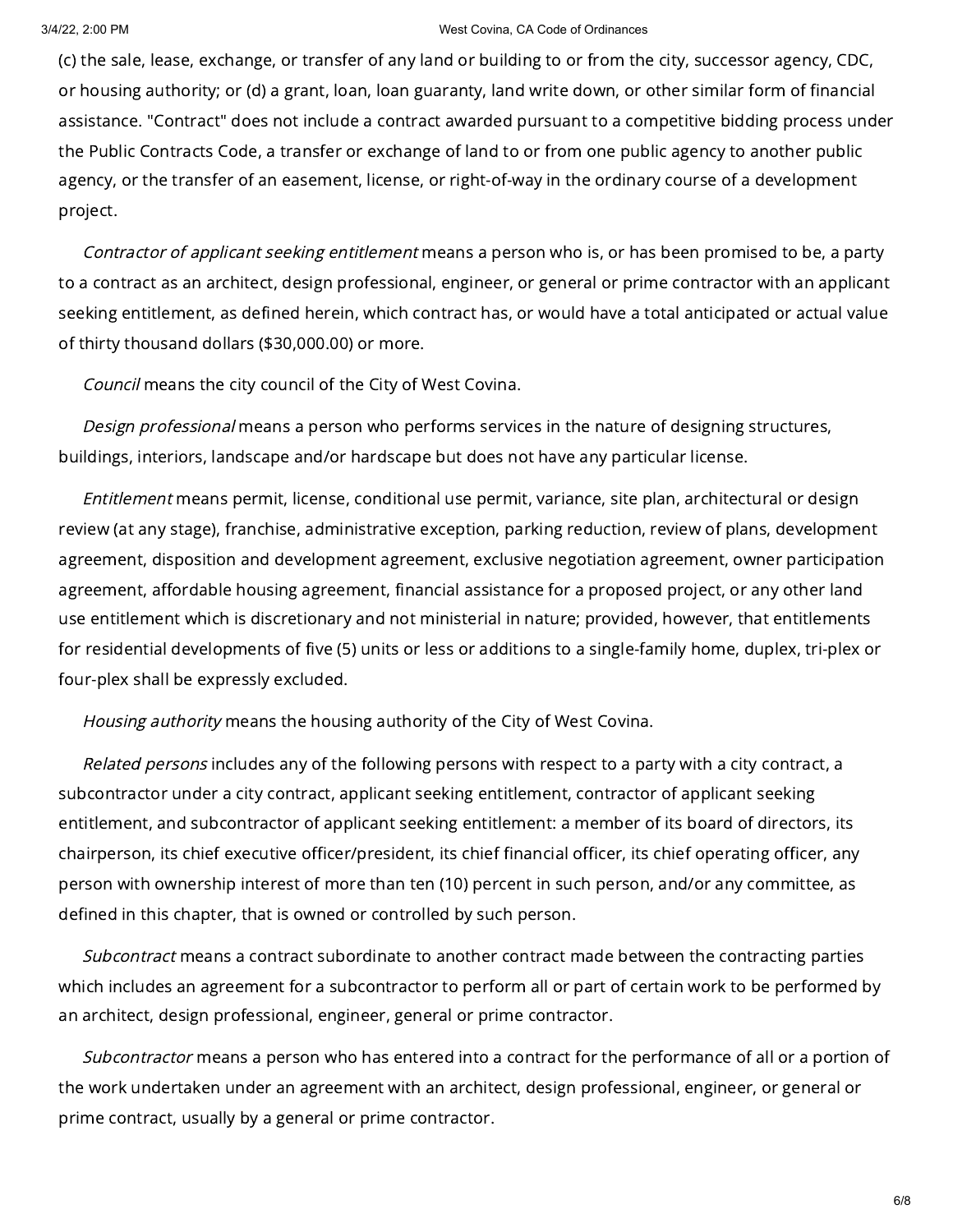(c) the sale, lease, exchange, or transfer of any land or building to or from the city, successor agency, CDC, or housing authority; or (d) a grant, loan, loan guaranty, land write down, or other similar form of financial assistance. "Contract" does not include a contract awarded pursuant to a competitive bidding process under the Public Contracts Code, a transfer or exchange of land to or from one public agency to another public agency, or the transfer of an easement, license, or right-of-way in the ordinary course of a development project.

*Contractor of applicant seeking entitlement* means a person who is, or has been promised to be, a party to a contract as an architect, design professional, engineer, or general or prime contractor with an applicant seeking entitlement, as defined herein, which contract has, or would have a total anticipated or actual value of thirty thousand dollars ($30,000.00) or more.

*Council* means the city council of the City of West Covina.

*Design professional* means a person who performs services in the nature of designing structures, buildings, interiors, landscape and/or hardscape but does not have any particular license.

*Entitlement* means permit, license, conditional use permit, variance, site plan, architectural or design review (at any stage), franchise, administrative exception, parking reduction, review of plans, development agreement, disposition and development agreement, exclusive negotiation agreement, owner participation agreement, affordable housing agreement, financial assistance for a proposed project, or any other land use entitlement which is discretionary and not ministerial in nature; provided, however, that entitlements for residential developments of five (5) units or less or additions to a single-family home, duplex, tri-plex or four-plex shall be expressly excluded.

*Housing authority* means the housing authority of the City of West Covina.

*Related persons* includes any of the following persons with respect to a party with a city contract, a subcontractor under a city contract, applicant seeking entitlement, contractor of applicant seeking entitlement, and subcontractor of applicant seeking entitlement: a member of its board of directors, its chairperson, its chief executive officer/president, its chief financial officer, its chief operating officer, any person with ownership interest of more than ten (10) percent in such person, and/or any committee, as defined in this chapter, that is owned or controlled by such person.

*Subcontract* means a contract subordinate to another contract made between the contracting parties which includes an agreement for a subcontractor to perform all or part of certain work to be performed by an architect, design professional, engineer, general or prime contractor.

*Subcontractor* means a person who has entered into a contract for the performance of all or a portion of the work undertaken under an agreement with an architect, design professional, engineer, or general or prime contract, usually by a general or prime contractor.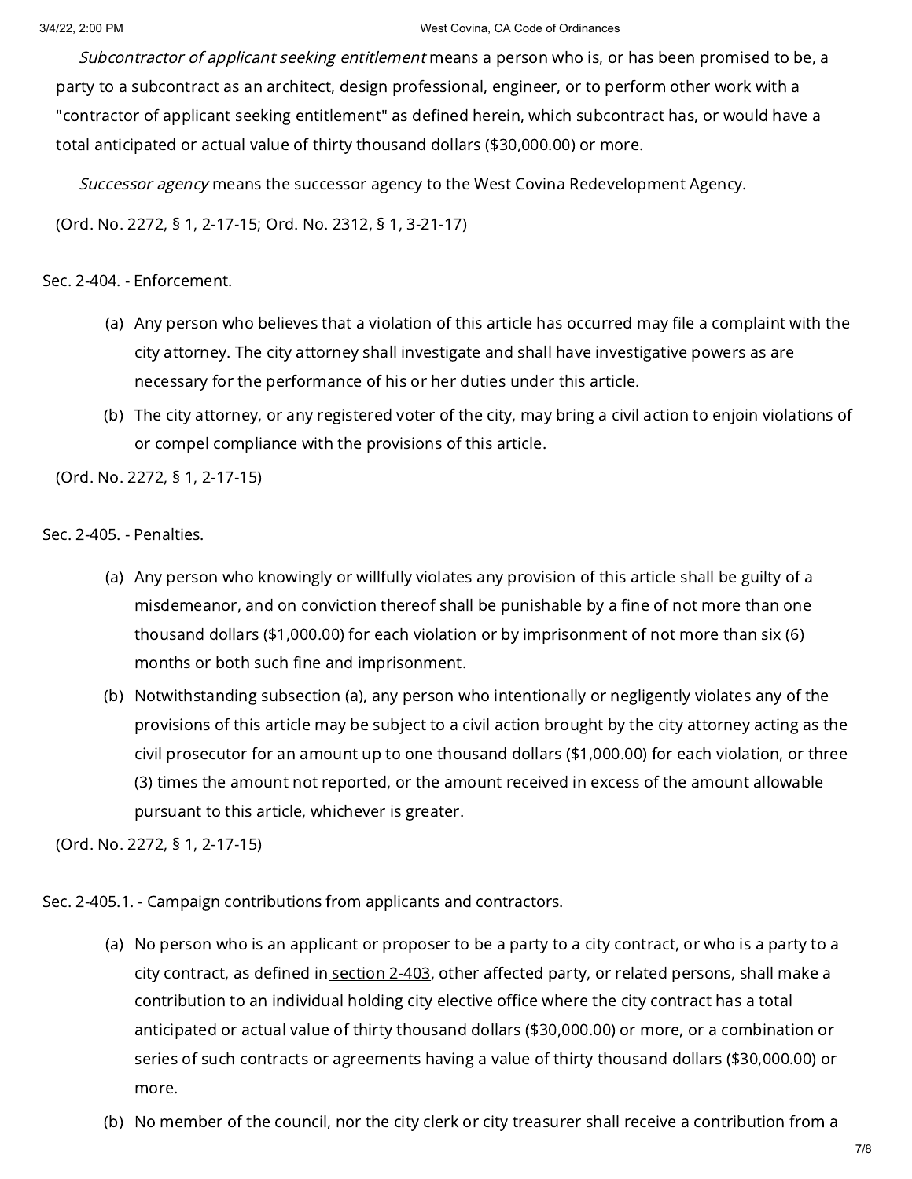*Subcontractor of applicant seeking entitlement* means a person who is, or has been promised to be, a party to a subcontract as an architect, design professional, engineer, or to perform other work with a "contractor of applicant seeking entitlement" as defined herein, which subcontract has, or would have a total anticipated or actual value of thirty thousand dollars ($30,000.00) or more.

*Successor agency* means the successor agency to the West Covina Redevelopment Agency.

(Ord. No. 2272, § 1, 2-17-15; Ord. No. 2312, § 1, 3-21-17)

Sec. 2-404. - Enforcement.

(a) Any person who believes that a violation of this article has occurred may file a complaint with the city attorney. The city attorney shall investigate and shall have investigative powers as are necessary for the performance of his or her duties under this article.

(b) The city attorney, or any registered voter of the city, may bring a civil action to enjoin violations of or compel compliance with the provisions of this article.

(Ord. No. 2272, § 1, 2-17-15)

Sec. 2-405. - Penalties.

(a) Any person who knowingly or willfully violates any provision of this article shall be guilty of a misdemeanor, and on conviction thereof shall be punishable by a fine of not more than one thousand dollars ($1,000.00) for each violation or by imprisonment of not more than six (6) months or both such fine and imprisonment.

(b) Notwithstanding subsection (a), any person who intentionally or negligently violates any of the provisions of this article may be subject to a civil action brought by the city attorney acting as the civil prosecutor for an amount up to one thousand dollars ($1,000.00) for each violation, or three (3) times the amount not reported, or the amount received in excess of the amount allowable pursuant to this article, whichever is greater.

(Ord. No. 2272, § 1, 2-17-15)

Sec. 2-405.1. - Campaign contributions from applicants and contractors.

(a) No person who is an applicant or proposer to be a party to a city contract, or who is a party to a city contract, as defined in section 2-403, other affected party, or related persons, shall make a contribution to an individual holding city elective office where the city contract has a total anticipated or actual value of thirty thousand dollars ($30,000.00) or more, or a combination or series of such contracts or agreements having a value of thirty thousand dollars ($30,000.00) or more.

(b) No member of the council, nor the city clerk or city treasurer shall receive a contribution from a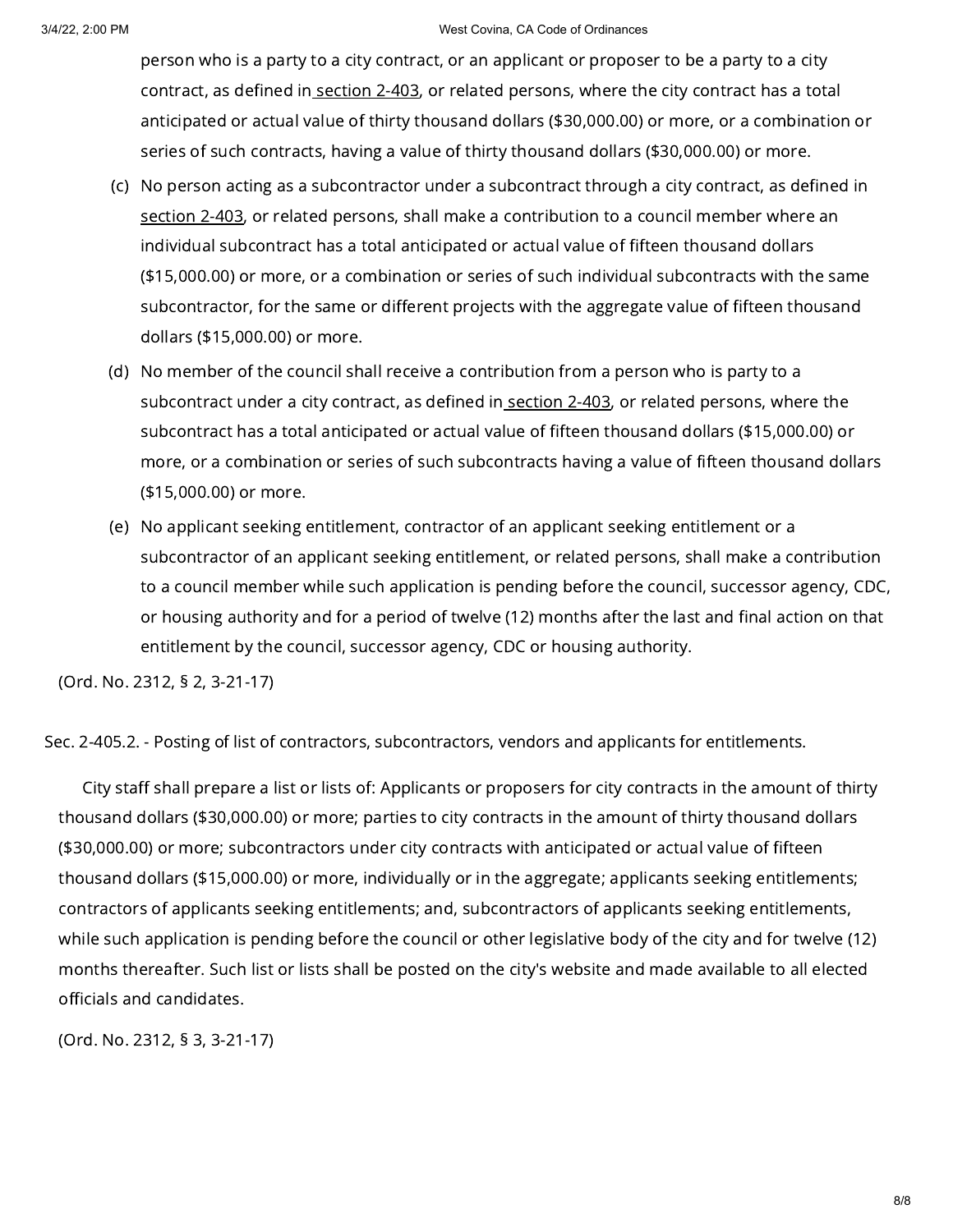person who is a party to a city contract, or an applicant or proposer to be a party to a city contract, as defined in section 2-403, or related persons, where the city contract has a total anticipated or actual value of thirty thousand dollars ($30,000.00) or more, or a combination or series of such contracts, having a value of thirty thousand dollars ($30,000.00) or more.

(c) No person acting as a subcontractor under a subcontract through a city contract, as defined in section 2-403, or related persons, shall make a contribution to a council member where an individual subcontract has a total anticipated or actual value of fifteen thousand dollars ($15,000.00) or more, or a combination or series of such individual subcontracts with the same subcontractor, for the same or different projects with the aggregate value of fifteen thousand dollars ($15,000.00) or more.

(d) No member of the council shall receive a contribution from a person who is party to a subcontract under a city contract, as defined in section 2-403, or related persons, where the subcontract has a total anticipated or actual value of fifteen thousand dollars ($15,000.00) or more, or a combination or series of such subcontracts having a value of fifteen thousand dollars ($15,000.00) or more.

(e) No applicant seeking entitlement, contractor of an applicant seeking entitlement or a subcontractor of an applicant seeking entitlement, or related persons, shall make a contribution to a council member while such application is pending before the council, successor agency, CDC, or housing authority and for a period of twelve (12) months after the last and final action on that entitlement by the council, successor agency, CDC or housing authority.

(Ord. No. 2312, § 2, 3-21-17)

Sec. 2-405.2. - Posting of list of contractors, subcontractors, vendors and applicants for entitlements.

City staff shall prepare a list or lists of: Applicants or proposers for city contracts in the amount of thirty thousand dollars ($30,000.00) or more; parties to city contracts in the amount of thirty thousand dollars ($30,000.00) or more; subcontractors under city contracts with anticipated or actual value of fifteen thousand dollars ($15,000.00) or more, individually or in the aggregate; applicants seeking entitlements; contractors of applicants seeking entitlements; and, subcontractors of applicants seeking entitlements, while such application is pending before the council or other legislative body of the city and for twelve (12) months thereafter. Such list or lists shall be posted on the city's website and made available to all elected officials and candidates.

(Ord. No. 2312, § 3, 3-21-17)